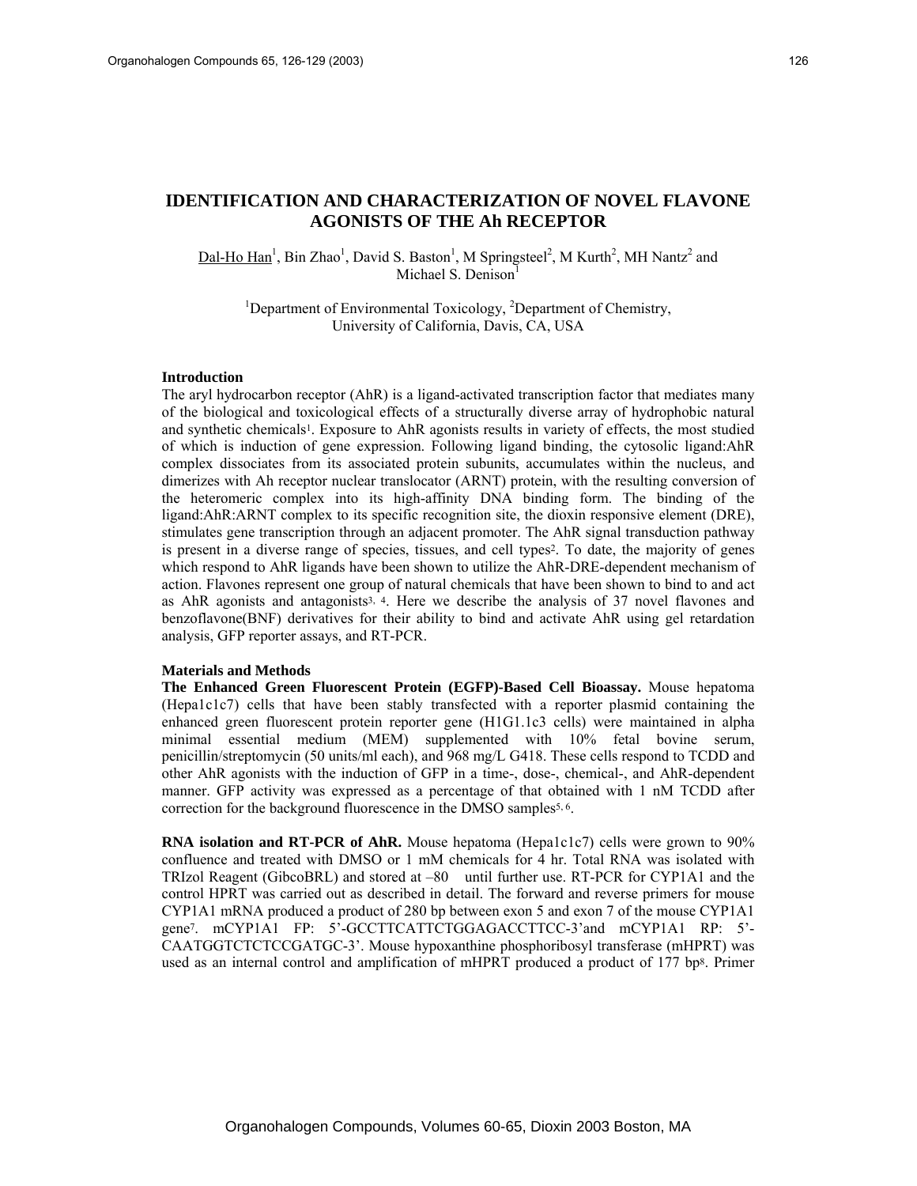# IDENTIFICATION AND CHARACTERIZATION OF NOVEL FLAVONE AGONISTS OF THE Ah RECEPTOR

Dal-Ho Han[1], Bin Zhao[1], David S. Baston[1], M Springsteel[2], M Kurth[2], MH Nantz[2] and Michael S. Denison[1]

[1]Department of Environmental Toxicology, [2]Department of Chemistry, University of California, Davis, CA, USA

## Introduction

The aryl hydrocarbon receptor (AhR) is a ligand-activated transcription factor that mediates many of the biological and toxicological effects of a structurally diverse array of hydrophobic natural and synthetic chemicals[1]. Exposure to AhR agonists results in variety of effects, the most studied of which is induction of gene expression. Following ligand binding, the cytosolic ligand:AhR complex dissociates from its associated protein subunits, accumulates within the nucleus, and dimerizes with Ah receptor nuclear translocator (ARNT) protein, with the resulting conversion of the heteromeric complex into its high-affinity DNA binding form. The binding of the ligand:AhR:ARNT complex to its specific recognition site, the dioxin responsive element (DRE), stimulates gene transcription through an adjacent promoter. The AhR signal transduction pathway is present in a diverse range of species, tissues, and cell types[2]. To date, the majority of genes which respond to AhR ligands have been shown to utilize the AhR-DRE-dependent mechanism of action. Flavones represent one group of natural chemicals that have been shown to bind to and act as AhR agonists and antagonists[3, 4]. Here we describe the analysis of 37 novel flavones and benzoflavone(BNF) derivatives for their ability to bind and activate AhR using gel retardation analysis, GFP reporter assays, and RT-PCR.

## Materials and Methods

**The Enhanced Green Fluorescent Protein (EGFP)-Based Cell Bioassay.** Mouse hepatoma (Hepa1c1c7) cells that have been stably transfected with a reporter plasmid containing the enhanced green fluorescent protein reporter gene (H1G1.1c3 cells) were maintained in alpha minimal essential medium (MEM) supplemented with 10% fetal bovine serum, penicillin/streptomycin (50 units/ml each), and 968 mg/L G418. These cells respond to TCDD and other AhR agonists with the induction of GFP in a time-, dose-, chemical-, and AhR-dependent manner. GFP activity was expressed as a percentage of that obtained with 1 nM TCDD after correction for the background fluorescence in the DMSO samples[5, 6].

**RNA isolation and RT-PCR of AhR.** Mouse hepatoma (Hepa1c1c7) cells were grown to 90% confluence and treated with DMSO or 1 mM chemicals for 4 hr. Total RNA was isolated with TRIzol Reagent (GibcoBRL) and stored at –80 until further use. RT-PCR for CYP1A1 and the control HPRT was carried out as described in detail. The forward and reverse primers for mouse CYP1A1 mRNA produced a product of 280 bp between exon 5 and exon 7 of the mouse CYP1A1 gene[7]. mCYP1A1 FP: 5'-GCCTTCATTCTGGAGACCTTCC-3'and mCYP1A1 RP: 5'-CAATGGTCTCTCCGATGC-3'. Mouse hypoxanthine phosphoribosyl transferase (mHPRT) was used as an internal control and amplification of mHPRT produced a product of 177 bp[8]. Primer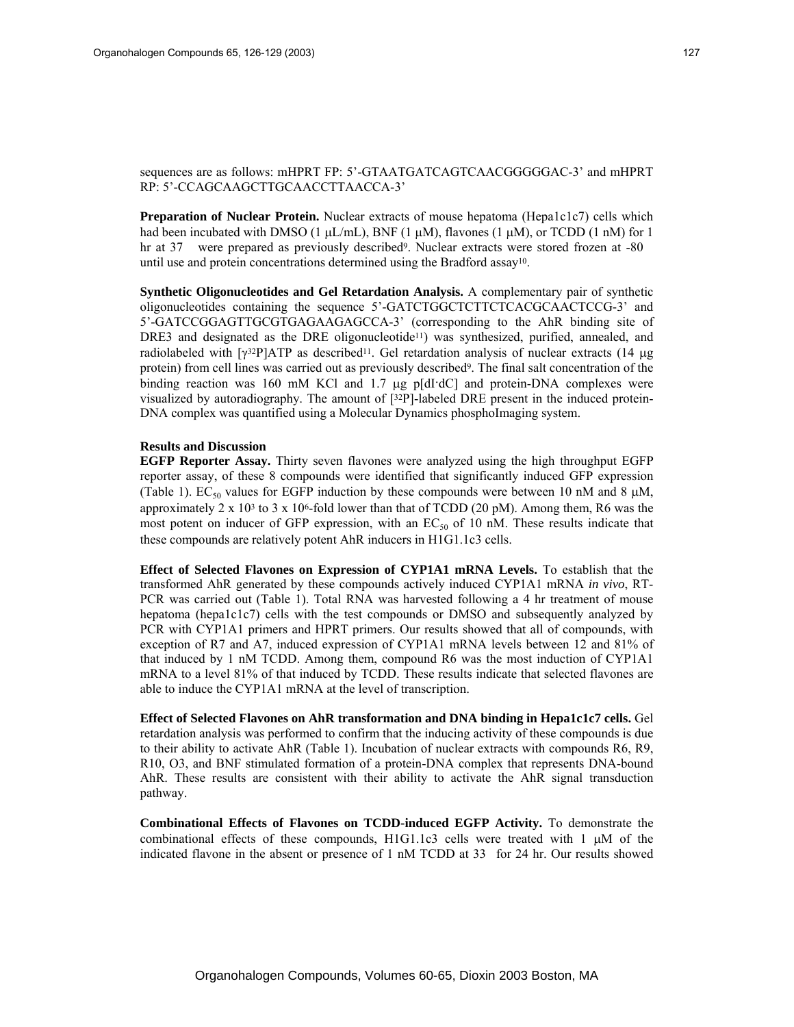sequences are as follows: mHPRT FP: 5'-GTAATGATCAGTCAACGGGGGAC-3' and mHPRT RP: 5'-CCAGCAAGCTTGCAACCTTAACCA-3'

**Preparation of Nuclear Protein.** Nuclear extracts of mouse hepatoma (Hepa1c1c7) cells which had been incubated with DMSO (1 μL/mL), BNF (1 μM), flavones (1 μM), or TCDD (1 nM) for 1 hr at 37 were prepared as previously described[9]. Nuclear extracts were stored frozen at -80 until use and protein concentrations determined using the Bradford assay[10].

**Synthetic Oligonucleotides and Gel Retardation Analysis.** A complementary pair of synthetic oligonucleotides containing the sequence 5'-GATCTGGCTCTTCTCACGCAACTCCG-3' and 5'-GATCCGGAGTTGCGTGAGAAGAGCCA-3' (corresponding to the AhR binding site of DRE3 and designated as the DRE oligonucleotide[11]) was synthesized, purified, annealed, and radiolabeled with [$\gamma^{32}$P]ATP as described[11]. Gel retardation analysis of nuclear extracts (14 μg protein) from cell lines was carried out as previously described[9]. The final salt concentration of the binding reaction was 160 mM KCl and 1.7 μg p[dI·dC] and protein-DNA complexes were visualized by autoradiography. The amount of [$^{32}$P]-labeled DRE present in the induced protein-DNA complex was quantified using a Molecular Dynamics phosphoImaging system.

## Results and Discussion

**EGFP Reporter Assay.** Thirty seven flavones were analyzed using the high throughput EGFP reporter assay, of these 8 compounds were identified that significantly induced GFP expression (Table 1). $EC_{50}$ values for EGFP induction by these compounds were between 10 nM and 8 μM, approximately $2 \times 10^3$ to $3 \times 10^6$-fold lower than that of TCDD (20 pM). Among them, R6 was the most potent on inducer of GFP expression, with an $EC_{50}$ of 10 nM. These results indicate that these compounds are relatively potent AhR inducers in H1G1.1c3 cells.

**Effect of Selected Flavones on Expression of CYP1A1 mRNA Levels.** To establish that the transformed AhR generated by these compounds actively induced CYP1A1 mRNA *in vivo*, RT-PCR was carried out (Table 1). Total RNA was harvested following a 4 hr treatment of mouse hepatoma (hepa1c1c7) cells with the test compounds or DMSO and subsequently analyzed by PCR with CYP1A1 primers and HPRT primers. Our results showed that all of compounds, with exception of R7 and A7, induced expression of CYP1A1 mRNA levels between 12 and 81% of that induced by 1 nM TCDD. Among them, compound R6 was the most induction of CYP1A1 mRNA to a level 81% of that induced by TCDD. These results indicate that selected flavones are able to induce the CYP1A1 mRNA at the level of transcription.

**Effect of Selected Flavones on AhR transformation and DNA binding in Hepa1c1c7 cells.** Gel retardation analysis was performed to confirm that the inducing activity of these compounds is due to their ability to activate AhR (Table 1). Incubation of nuclear extracts with compounds R6, R9, R10, O3, and BNF stimulated formation of a protein-DNA complex that represents DNA-bound AhR. These results are consistent with their ability to activate the AhR signal transduction pathway.

**Combinational Effects of Flavones on TCDD-induced EGFP Activity.** To demonstrate the combinational effects of these compounds, H1G1.1c3 cells were treated with 1 μM of the indicated flavone in the absent or presence of 1 nM TCDD at 33 for 24 hr. Our results showed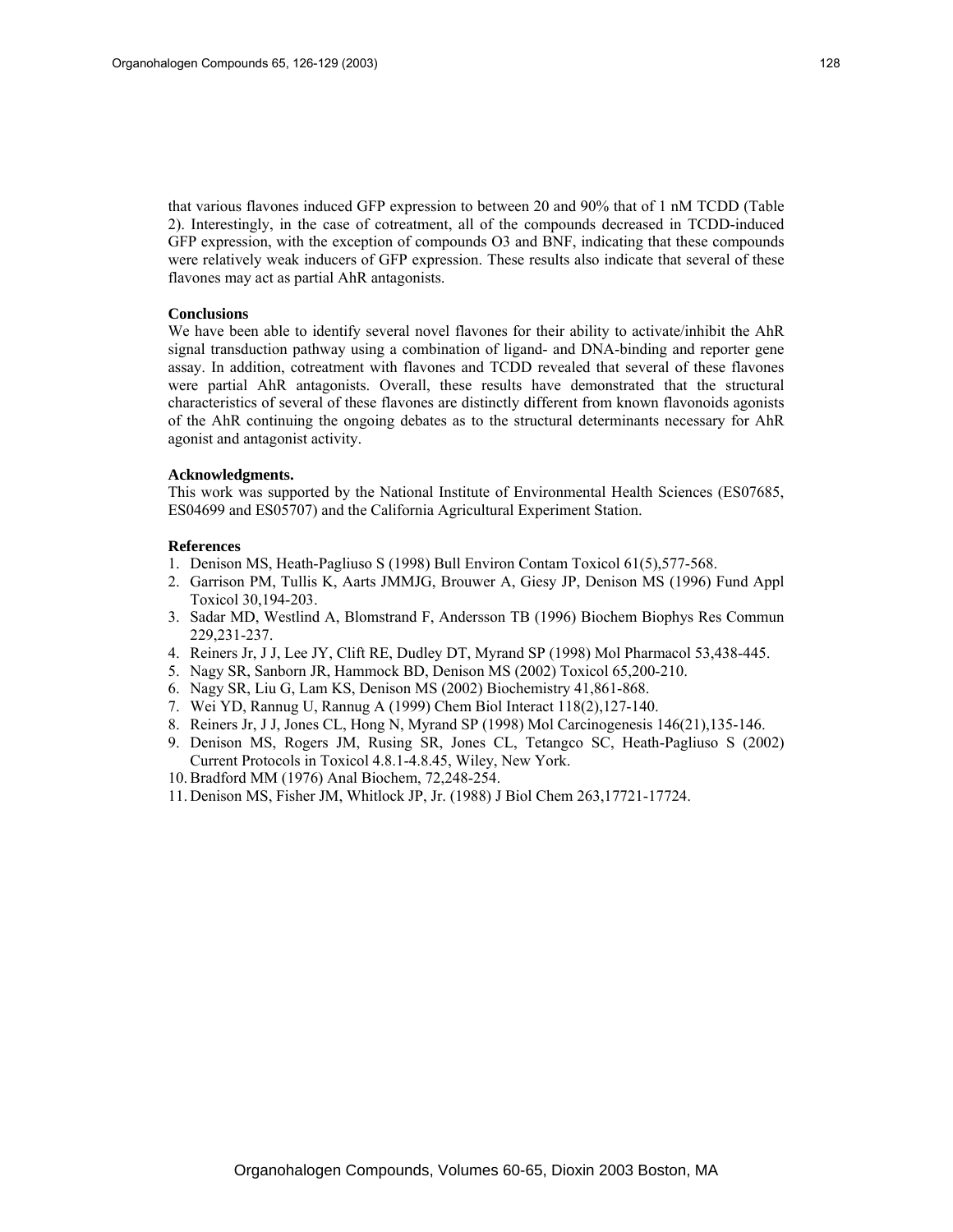that various flavones induced GFP expression to between 20 and 90% that of 1 nM TCDD (Table 2). Interestingly, in the case of cotreatment, all of the compounds decreased in TCDD-induced GFP expression, with the exception of compounds O3 and BNF, indicating that these compounds were relatively weak inducers of GFP expression. These results also indicate that several of these flavones may act as partial AhR antagonists.

**Conclusions**

We have been able to identify several novel flavones for their ability to activate/inhibit the AhR signal transduction pathway using a combination of ligand- and DNA-binding and reporter gene assay. In addition, cotreatment with flavones and TCDD revealed that several of these flavones were partial AhR antagonists. Overall, these results have demonstrated that the structural characteristics of several of these flavones are distinctly different from known flavonoids agonists of the AhR continuing the ongoing debates as to the structural determinants necessary for AhR agonist and antagonist activity.

**Acknowledgments.**

This work was supported by the National Institute of Environmental Health Sciences (ES07685, ES04699 and ES05707) and the California Agricultural Experiment Station.

**References**

1. Denison MS, Heath-Pagliuso S (1998) Bull Environ Contam Toxicol 61(5),577-568.
2. Garrison PM, Tullis K, Aarts JMMJG, Brouwer A, Giesy JP, Denison MS (1996) Fund Appl Toxicol 30,194-203.
3. Sadar MD, Westlind A, Blomstrand F, Andersson TB (1996) Biochem Biophys Res Commun 229,231-237.
4. Reiners Jr, J J, Lee JY, Clift RE, Dudley DT, Myrand SP (1998) Mol Pharmacol 53,438-445.
5. Nagy SR, Sanborn JR, Hammock BD, Denison MS (2002) Toxicol 65,200-210.
6. Nagy SR, Liu G, Lam KS, Denison MS (2002) Biochemistry 41,861-868.
7. Wei YD, Rannug U, Rannug A (1999) Chem Biol Interact 118(2),127-140.
8. Reiners Jr, J J, Jones CL, Hong N, Myrand SP (1998) Mol Carcinogenesis 146(21),135-146.
9. Denison MS, Rogers JM, Rusing SR, Jones CL, Tetangco SC, Heath-Pagliuso S (2002) Current Protocols in Toxicol 4.8.1-4.8.45, Wiley, New York.
10. Bradford MM (1976) Anal Biochem, 72,248-254.
11. Denison MS, Fisher JM, Whitlock JP, Jr. (1988) J Biol Chem 263,17721-17724.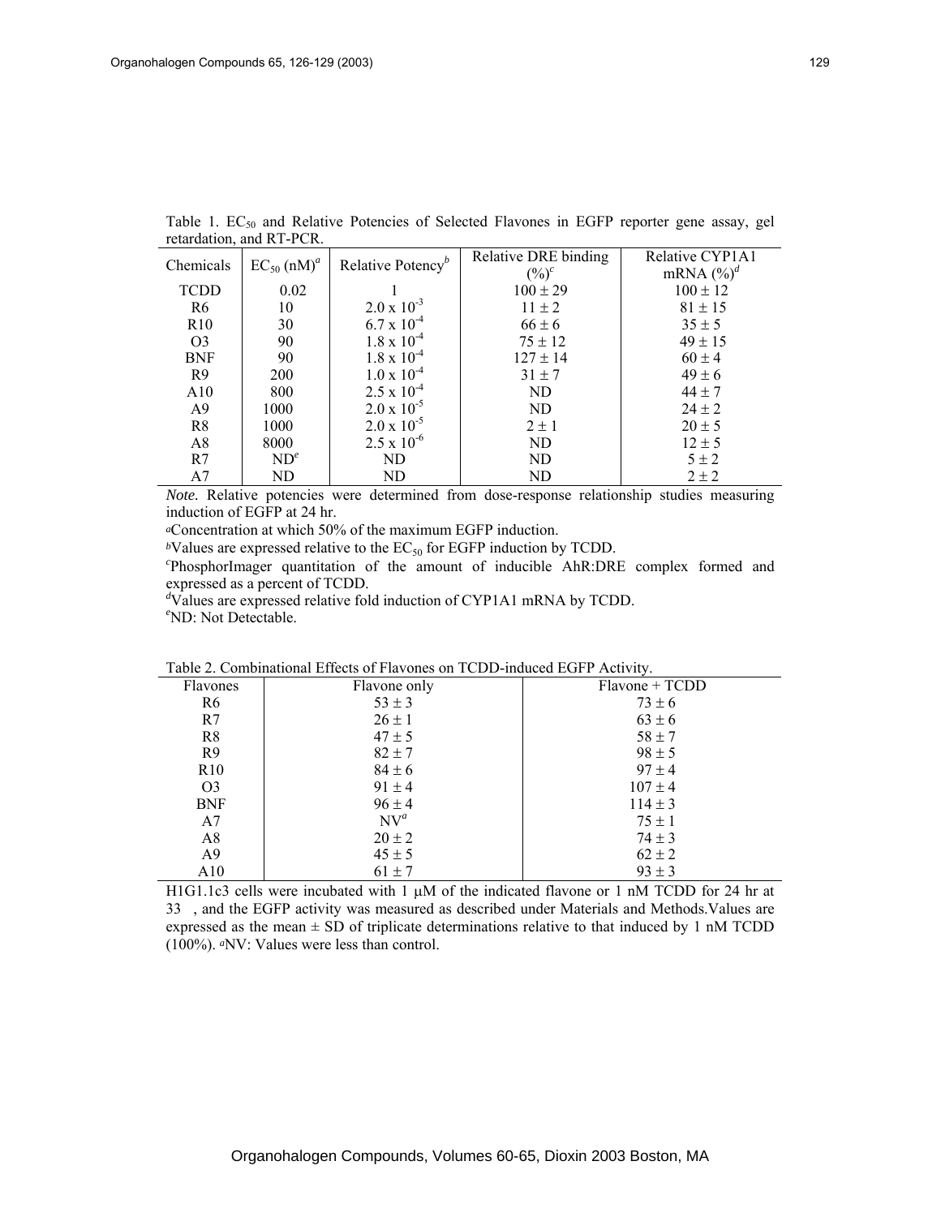Table 1. $EC_{50}$ and Relative Potencies of Selected Flavones in EGFP reporter gene assay, gel retardation, and RT-PCR.

| Chemicals | $EC_{50}$ (nM)[a] | Relative Potency[b] | Relative DRE binding (%)[c] | Relative CYP1A1 mRNA (%)[d] |
|---|---|---|---|---|
| TCDD | 0.02 | 1 | 100 ± 29 | 100 ± 12 |
| R6 | 10 | $2.0 \times 10^{-3}$ | 11 ± 2 | 81 ± 15 |
| R10 | 30 | $6.7 \times 10^{-4}$ | 66 ± 6 | 35 ± 5 |
| O3 | 90 | $1.8 \times 10^{-4}$ | 75 ± 12 | 49 ± 15 |
| BNF | 90 | $1.8 \times 10^{-4}$ | 127 ± 14 | 60 ± 4 |
| R9 | 200 | $1.0 \times 10^{-4}$ | 31 ± 7 | 49 ± 6 |
| A10 | 800 | $2.5 \times 10^{-4}$ | ND | 44 ± 7 |
| A9 | 1000 | $2.0 \times 10^{-5}$ | ND | 24 ± 2 |
| R8 | 1000 | $2.0 \times 10^{-5}$ | 2 ± 1 | 20 ± 5 |
| A8 | 8000 | $2.5 \times 10^{-6}$ | ND | 12 ± 5 |
| R7 | ND[e] | ND | ND | 5 ± 2 |
| A7 | ND | ND | ND | 2 ± 2 |

*Note.* Relative potencies were determined from dose-response relationship studies measuring induction of EGFP at 24 hr.

[a]Concentration at which 50% of the maximum EGFP induction.

[b]Values are expressed relative to the $EC_{50}$ for EGFP induction by TCDD.

[c]PhosphorImager quantitation of the amount of inducible AhR:DRE complex formed and expressed as a percent of TCDD.

[d]Values are expressed relative fold induction of CYP1A1 mRNA by TCDD.

[e]ND: Not Detectable.

Table 2. Combinational Effects of Flavones on TCDD-induced EGFP Activity.

| Flavones | Flavone only | Flavone + TCDD |
|---|---|---|
| R6 | 53 ± 3 | 73 ± 6 |
| R7 | 26 ± 1 | 63 ± 6 |
| R8 | 47 ± 5 | 58 ± 7 |
| R9 | 82 ± 7 | 98 ± 5 |
| R10 | 84 ± 6 | 97 ± 4 |
| O3 | 91 ± 4 | 107 ± 4 |
| BNF | 96 ± 4 | 114 ± 3 |
| A7 | NV[a] | 75 ± 1 |
| A8 | 20 ± 2 | 74 ± 3 |
| A9 | 45 ± 5 | 62 ± 2 |
| A10 | 61 ± 7 | 93 ± 3 |

H1G1.1c3 cells were incubated with 1 μM of the indicated flavone or 1 nM TCDD for 24 hr at 33 , and the EGFP activity was measured as described under Materials and Methods.Values are expressed as the mean ± SD of triplicate determinations relative to that induced by 1 nM TCDD (100%). [a]NV: Values were less than control.